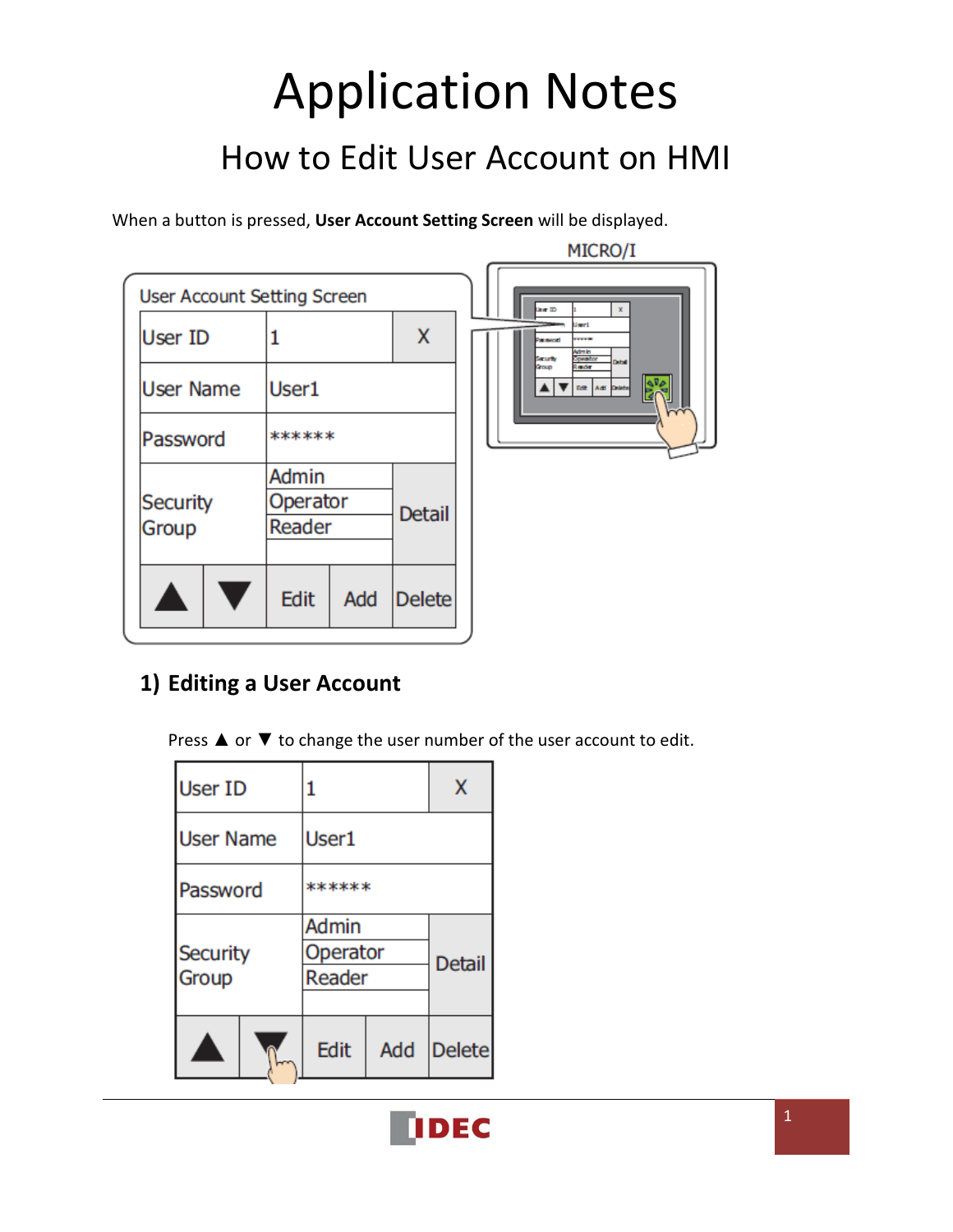# Application Notes

## How to Edit User Account on HMI

When a button is pressed, **User Account Setting Screen** will be displayed.

MICRO/I

User Account Setting Screen

| | | |
|---|---|---|
| User ID | 1 | X |
| User Name | User1 | |
| Password | ****** | |
| Security Group | Admin<br>Operator<br>Reader | Detail |
| ▲ ▼ | Edit Add | Delete |

### 1) Editing a User Account

Press ▲ or ▼ to change the user number of the user account to edit.

| | | |
|---|---|---|
| User ID | 1 | X |
| User Name | User1 | |
| Password | ****** | |
| Security Group | Admin<br>Operator<br>Reader | Detail |
| ▲ ▼ | Edit Add | Delete |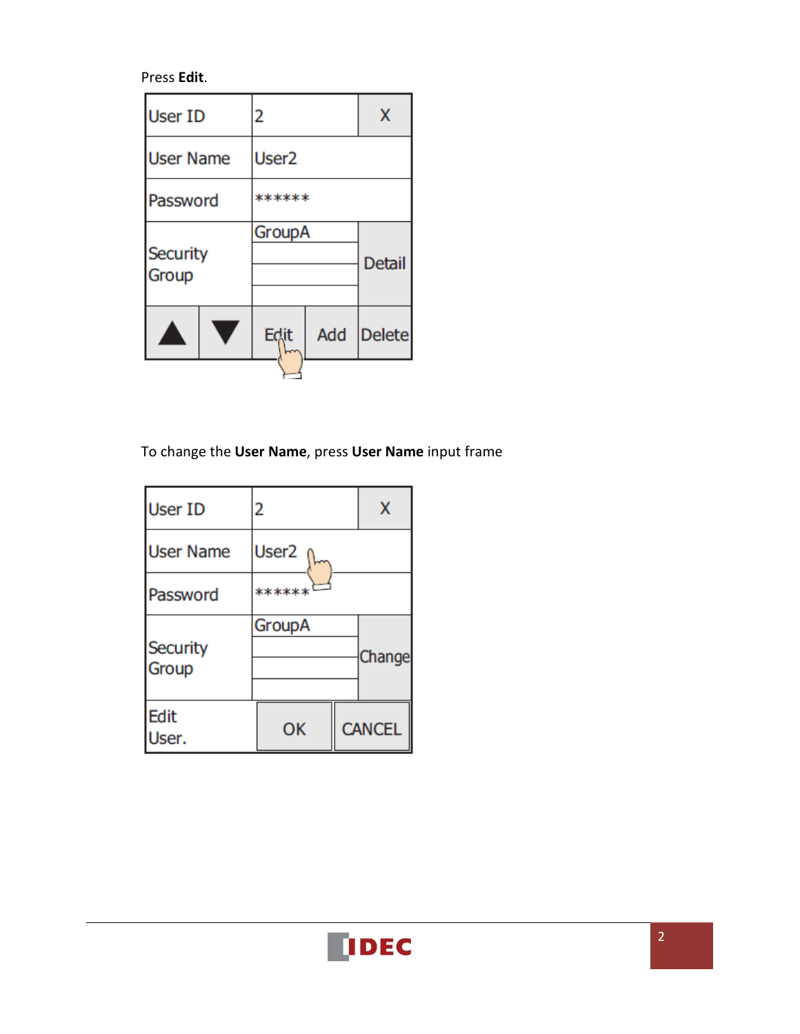Press **Edit**.

To change the **User Name**, press **User Name** input frame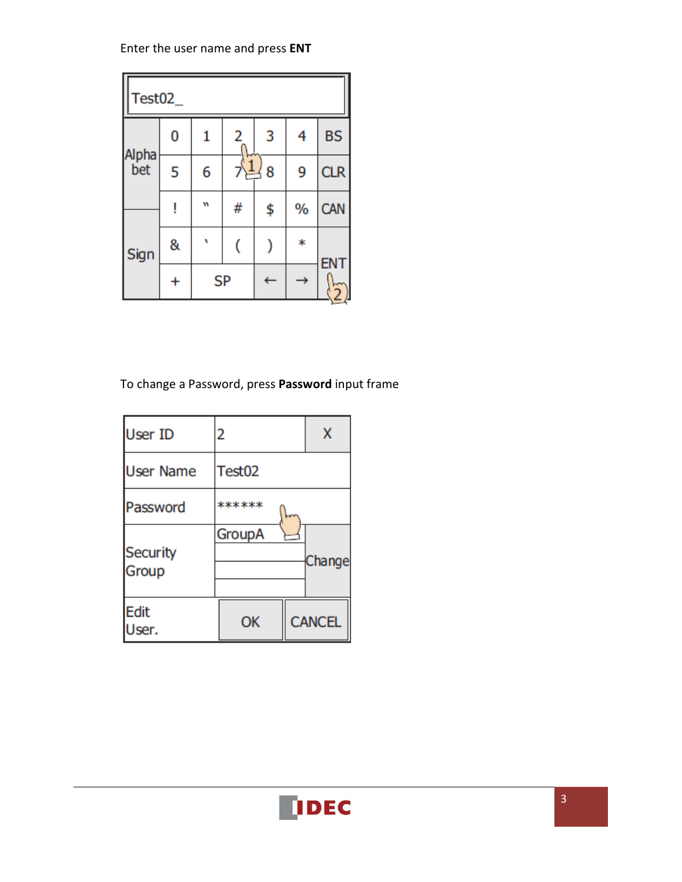Enter the user name and press **ENT**

| | | | | | | |
|---|---|---|---|---|---|---|
| Test02_ | | | | | | |
| Alpha bet | 0 | 1 | 2 | 3 | 4 | BS |
| | 5 | 6 | 7 | 8 | 9 | CLR |
| | ! | " | # | $ | % | CAN |
| Sign | & | ' | ( | ) | * | ENT |
| | + | SP | | ← | → | |

To change a Password, press **Password** input frame

| | | |
|---|---|---|
| User ID | 2 | X |
| User Name | Test02 | |
| Password | ****** | |
| Security Group | GroupA | Change |
| Edit User. | OK | CANCEL |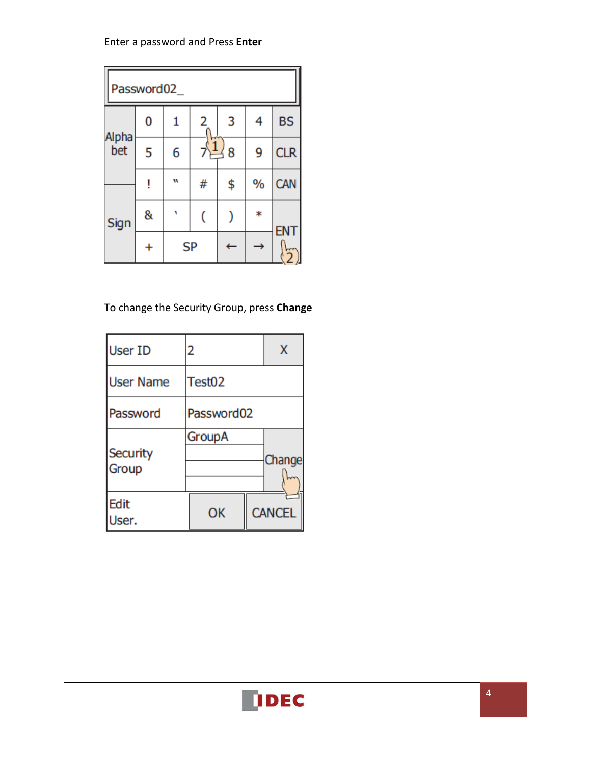Enter a password and Press **Enter**

| Password02_ | | | | | | |
|---|---|---|---|---|---|---|
| Alphabet | 0 | 1 | 2 | 3 | 4 | BS |
| | 5 | 6 | 7 | 8 | 9 | CLR |
| | ! | " | # | $ | % | CAN |
| Sign | & | ' | ( | ) | * | ENT |
| | + | SP | | ← | → | |

To change the Security Group, press **Change**

| User ID | 2 | X |
|---|---|---|
| User Name | Test02 | |
| Password | Password02 | |
| Security Group | GroupA | Change |
| Edit User. | OK | CANCEL |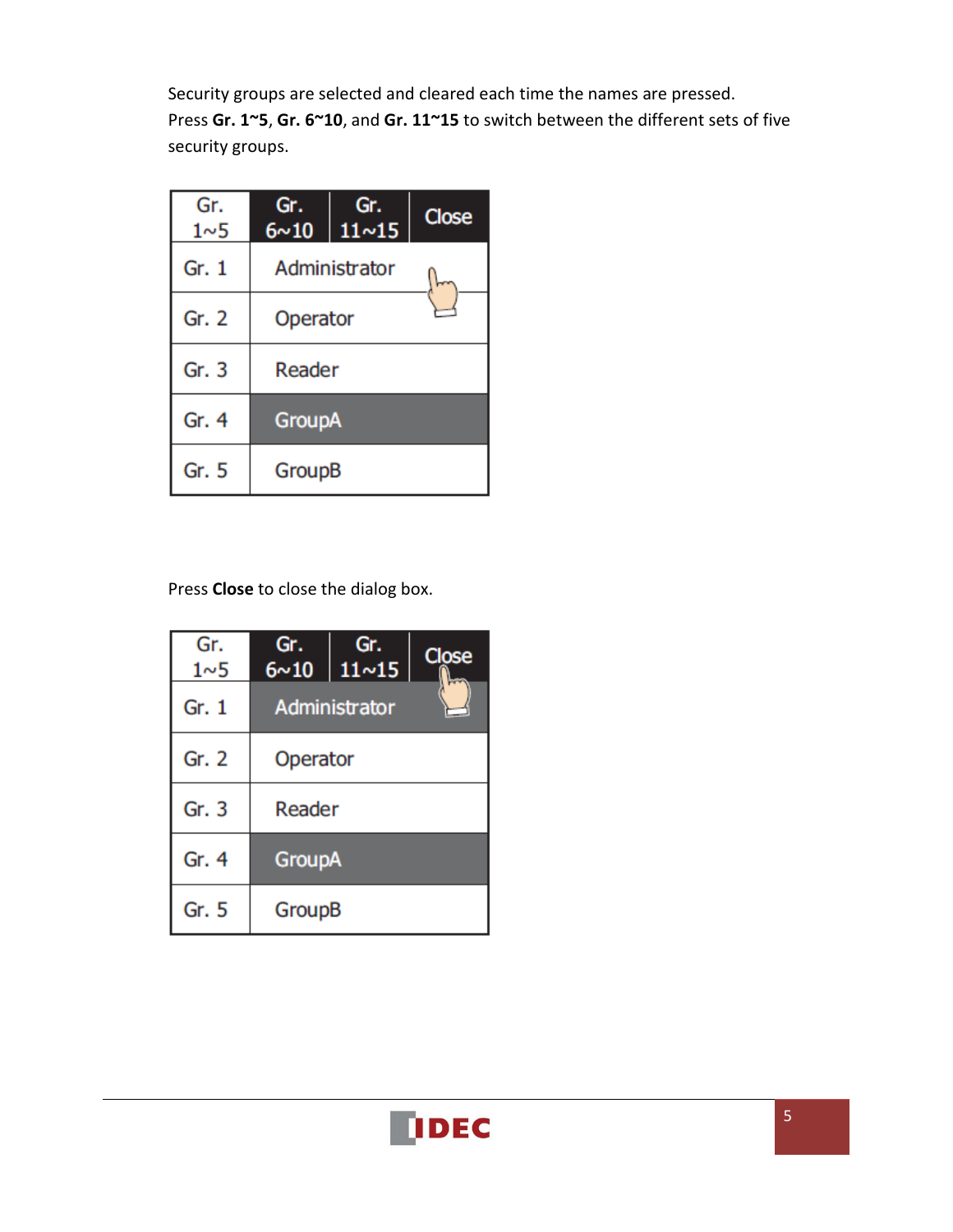Security groups are selected and cleared each time the names are pressed.
Press **Gr. 1~5**, **Gr. 6~10**, and **Gr. 11~15** to switch between the different sets of five security groups.

| Gr. 1~5 | Gr. 6~10 | Gr. 11~15 | Close |
|---|---|---|---|
| Gr. 1 | Administrator | | |
| Gr. 2 | Operator | | |
| Gr. 3 | Reader | | |
| Gr. 4 | GroupA | | |
| Gr. 5 | GroupB | | |

Press **Close** to close the dialog box.

| Gr. 1~5 | Gr. 6~10 | Gr. 11~15 | Close |
|---|---|---|---|
| Gr. 1 | Administrator | | |
| Gr. 2 | Operator | | |
| Gr. 3 | Reader | | |
| Gr. 4 | GroupA | | |
| Gr. 5 | GroupB | | |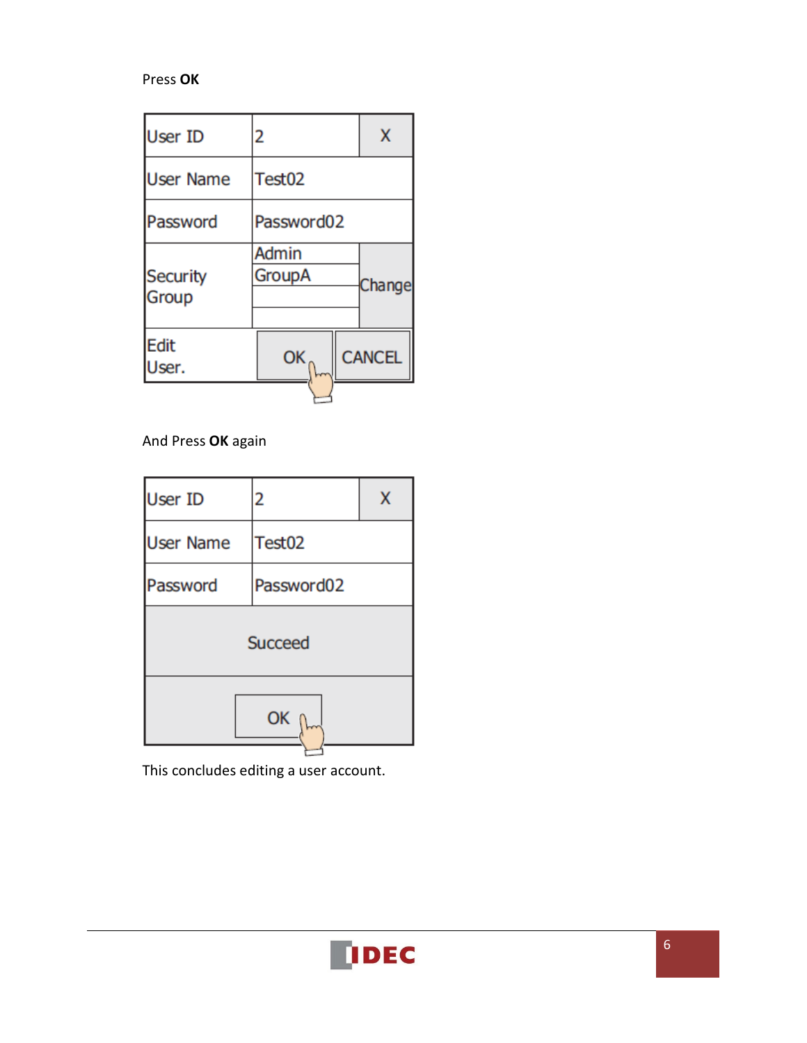Press **OK**

| | | |
|---|---|---|
| User ID | 2 | X |
| User Name | Test02 | |
| Password | Password02 | |
| Security Group | Admin<br>GroupA | Change |
| Edit User. | OK | CANCEL |

And Press **OK** again

| | | |
|---|---|---|
| User ID | 2 | X |
| User Name | Test02 | |
| Password | Password02 | |
| Succeed | | |
| OK | | |

This concludes editing a user account.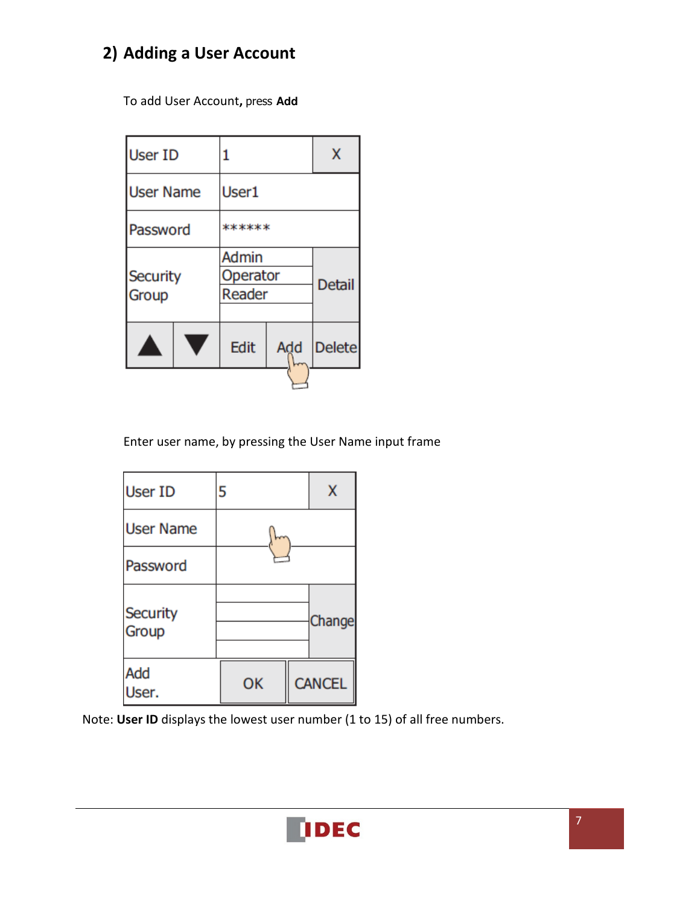## 2) Adding a User Account

To add User Account, press **Add**

| | | |
|---|---|---|
| User ID | 1 | X |
| User Name | User1 | |
| Password | ****** | |
| Security Group | Admin<br>Operator<br>Reader | Detail |
| ▲ ▼ | Edit Add | Delete |

Enter user name, by pressing the User Name input frame

| | | |
|---|---|---|
| User ID | 5 | X |
| User Name | | |
| Password | | |
| Security Group | | Change |
| Add User. | OK | CANCEL |

Note: **User ID** displays the lowest user number (1 to 15) of all free numbers.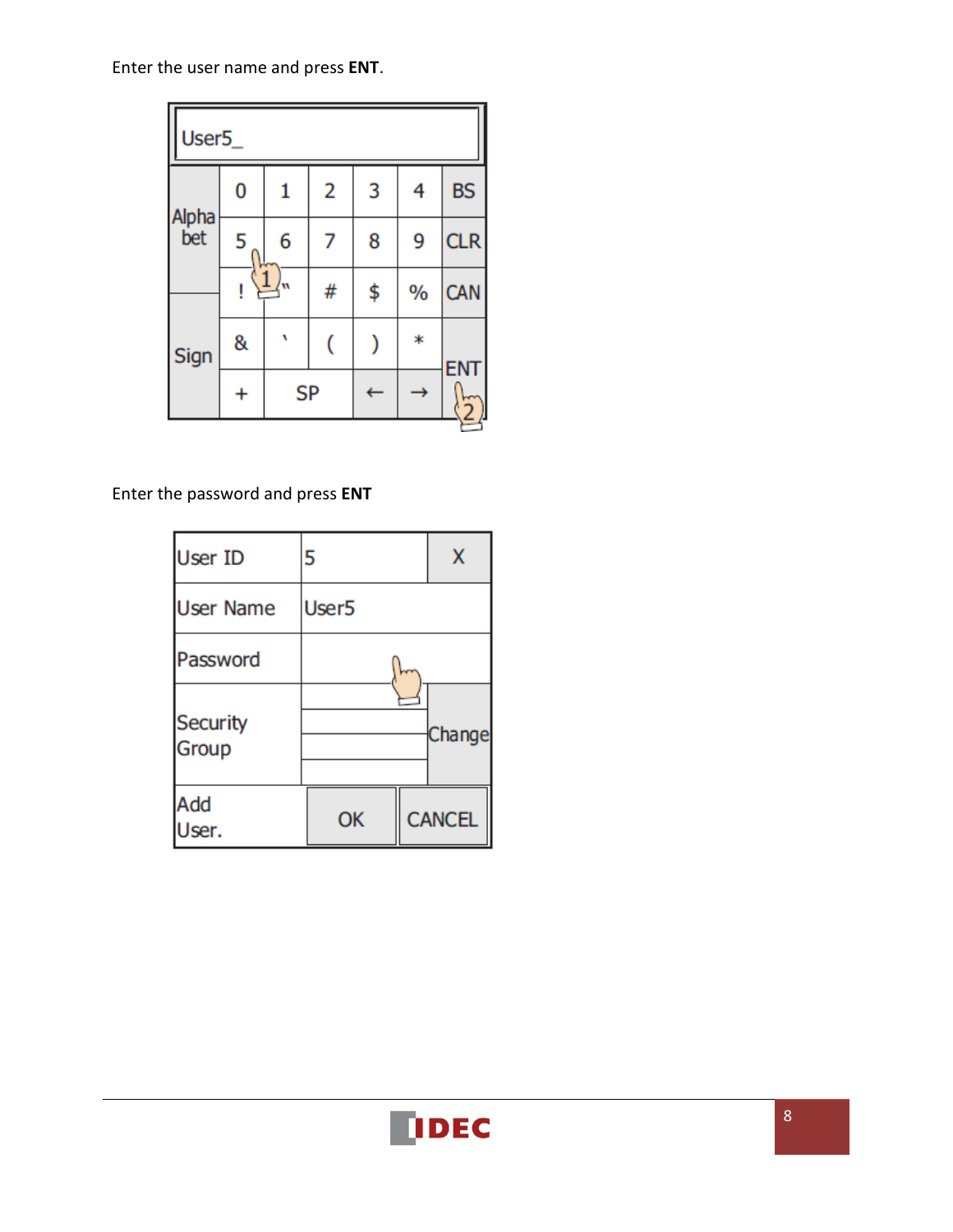Enter the user name and press **ENT**.

| User5_ | | | | | | |
|---|---|---|---|---|---|---|
| Alphabet | 0 | 1 | 2 | 3 | 4 | BS |
| | 5 | 6 | 7 | 8 | 9 | CLR |
| | ! | " | # | $ | % | CAN |
| Sign | & | ' | ( | ) | * | ENT |
| | + | SP | | ← | → | |

Enter the password and press **ENT**

| User ID | 5 | X |
|---|---|---|
| User Name | User5 | |
| Password | | |
| Security Group | | Change |
| Add User. | OK | CANCEL |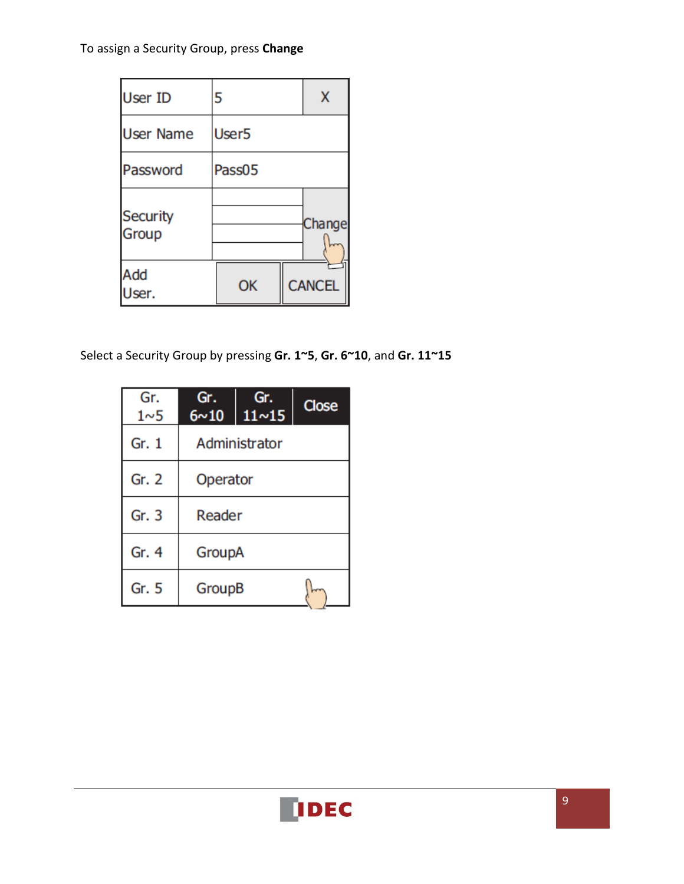To assign a Security Group, press **Change**

| | | |
|---|---|---|
| User ID | 5 | X |
| User Name | User5 | |
| Password | Pass05 | |
| Security Group | | Change |
| Add User. | OK | CANCEL |

Select a Security Group by pressing **Gr. 1~5**, **Gr. 6~10**, and **Gr. 11~15**

| Gr. 1~5 | Gr. 6~10 | Gr. 11~15 | Close |
|---|---|---|---|
| Gr. 1 | Administrator | | |
| Gr. 2 | Operator | | |
| Gr. 3 | Reader | | |
| Gr. 4 | GroupA | | |
| Gr. 5 | GroupB | | |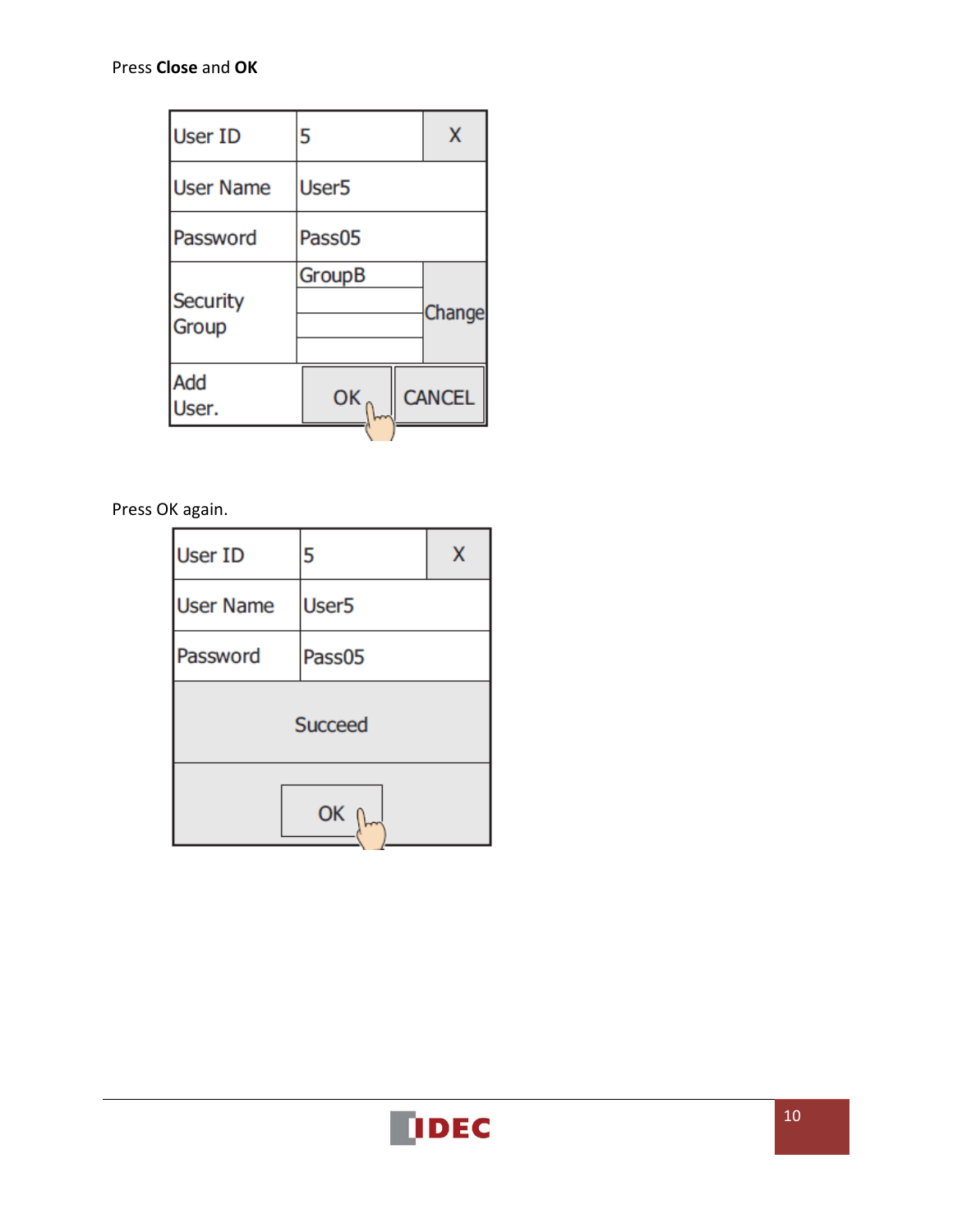Press **Close** and **OK**

| | | |
|---|---|---|
| User ID | 5 | X |
| User Name | User5 | |
| Password | Pass05 | |
| Security Group | GroupB | Change |
| Add User. | OK | CANCEL |

Press OK again.

| | | |
|---|---|---|
| User ID | 5 | X |
| User Name | User5 | |
| Password | Pass05 | |
| Succeed | | |
| OK | | |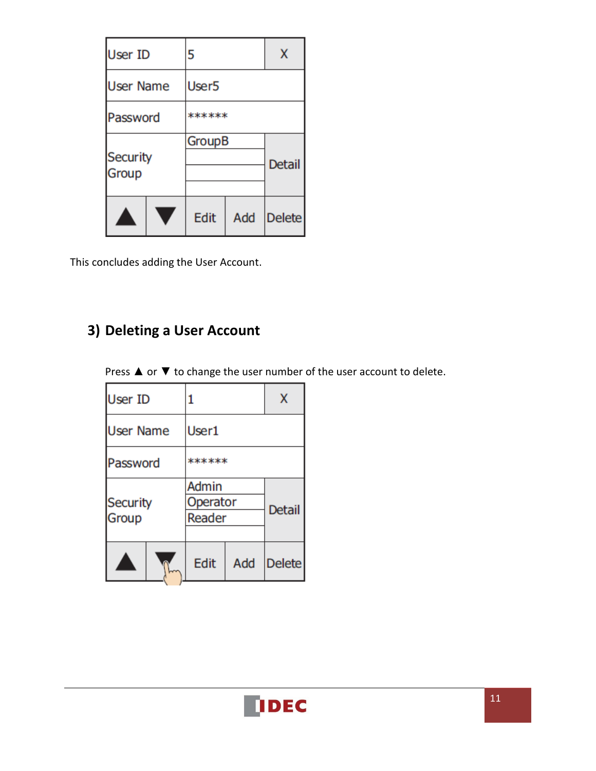| | | |
|---|---|---|
| User ID | 5 | X |
| User Name | User5 | |
| Password | ****** | |
| Security Group | GroupB | Detail |
| | | |
| | | |
| | | |
| ▲ ▼ | Edit Add | Delete |

This concludes adding the User Account.

## 3) Deleting a User Account

Press ▲ or ▼ to change the user number of the user account to delete.

| | | |
|---|---|---|
| User ID | 1 | X |
| User Name | User1 | |
| Password | ****** | |
| Security Group | Admin | Detail |
| | Operator | |
| | Reader | |
| | | |
| ▲ ▼ | Edit Add | Delete |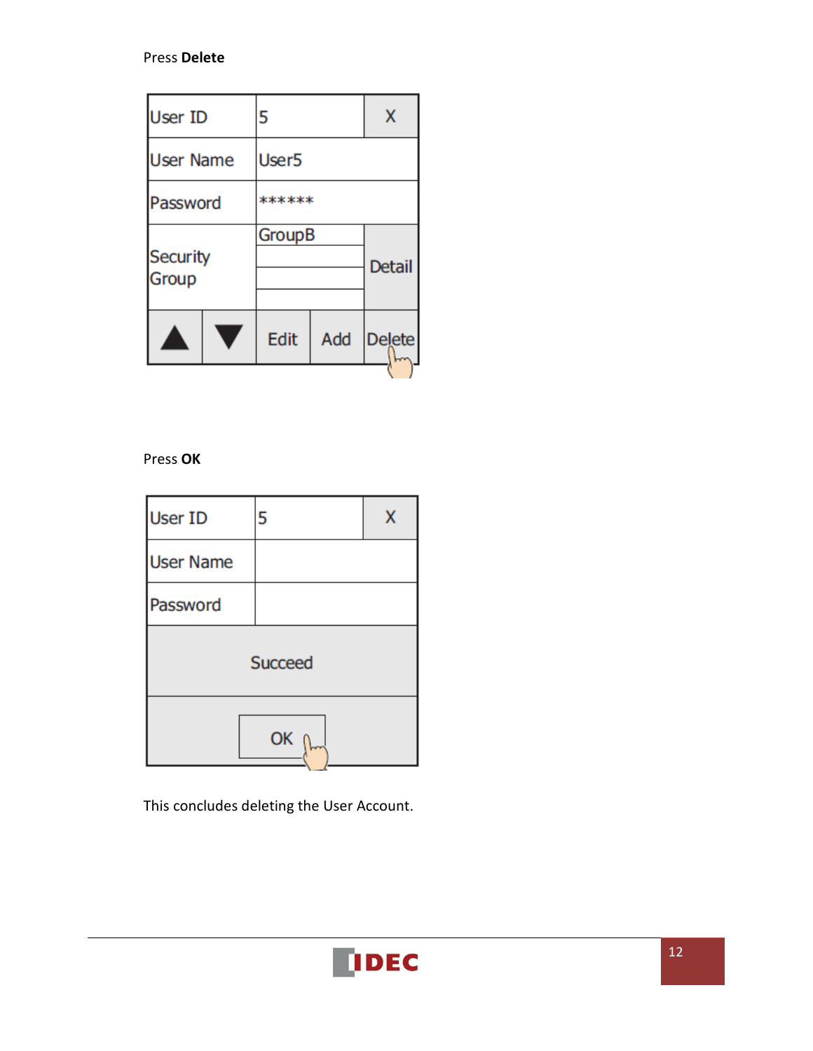Press **Delete**

| User ID | 5 | X |
|---|---|---|
| User Name | User5 | |
| Password | ****** | |
| Security Group | GroupB | Detail |
| ▲ ▼ | Edit Add | Delete |

Press **OK**

| User ID | 5 | X |
|---|---|---|
| User Name | | |
| Password | | |
| Succeed | | |
| OK | | |

This concludes deleting the User Account.